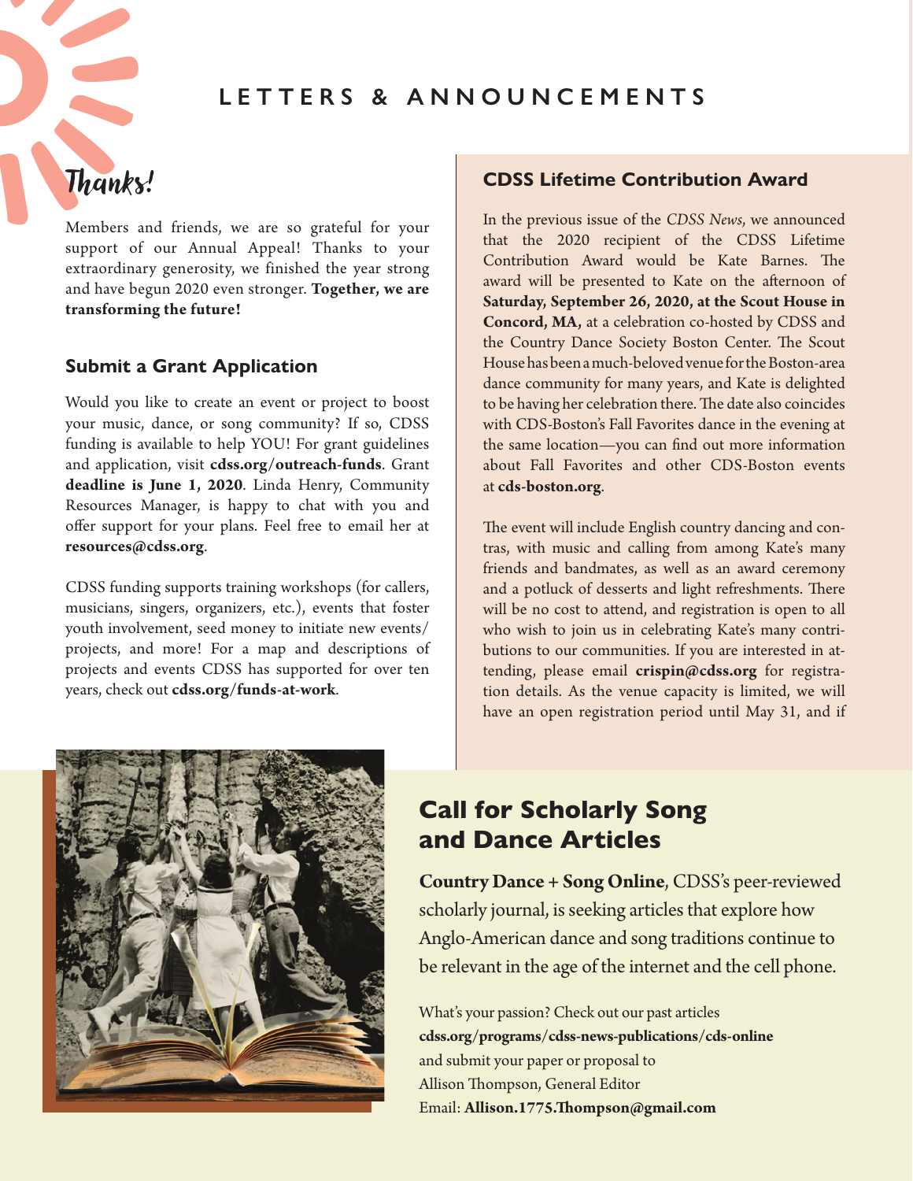# LETTERS & ANNOUNCEMENTS

## Thanks!

Members and friends, we are so grateful for your support of our Annual Appeal! Thanks to your extraordinary generosity, we finished the year strong and have begun 2020 even stronger. **Together, we are transforming the future!**

### Submit a Grant Application

Would you like to create an event or project to boost your music, dance, or song community? If so, CDSS funding is available to help YOU! For grant guidelines and application, visit **cdss.org/outreach-funds**. Grant **deadline is June 1, 2020**. Linda Henry, Community Resources Manager, is happy to chat with you and offer support for your plans. Feel free to email her at **resources@cdss.org**.

CDSS funding supports training workshops (for callers, musicians, singers, organizers, etc.), events that foster youth involvement, seed money to initiate new events/projects, and more! For a map and descriptions of projects and events CDSS has supported for over ten years, check out **cdss.org/funds-at-work**.

### CDSS Lifetime Contribution Award

In the previous issue of the *CDSS News*, we announced that the 2020 recipient of the CDSS Lifetime Contribution Award would be Kate Barnes. The award will be presented to Kate on the afternoon of **Saturday, September 26, 2020, at the Scout House in Concord, MA,** at a celebration co-hosted by CDSS and the Country Dance Society Boston Center. The Scout House has been a much-beloved venue for the Boston-area dance community for many years, and Kate is delighted to be having her celebration there. The date also coincides with CDS-Boston's Fall Favorites dance in the evening at the same location—you can find out more information about Fall Favorites and other CDS-Boston events at **cds-boston.org**.

The event will include English country dancing and contras, with music and calling from among Kate's many friends and bandmates, as well as an award ceremony and a potluck of desserts and light refreshments. There will be no cost to attend, and registration is open to all who wish to join us in celebrating Kate's many contributions to our communities. If you are interested in attending, please email **crispin@cdss.org** for registration details. As the venue capacity is limited, we will have an open registration period until May 31, and if

## Call for Scholarly Song and Dance Articles

**Country Dance + Song Online**, CDSS's peer-reviewed scholarly journal, is seeking articles that explore how Anglo-American dance and song traditions continue to be relevant in the age of the internet and the cell phone.

What's your passion? Check out our past articles
**cdss.org/programs/cdss-news-publications/cds-online**
and submit your paper or proposal to
Allison Thompson, General Editor
Email: **Allison.1775.Thompson@gmail.com**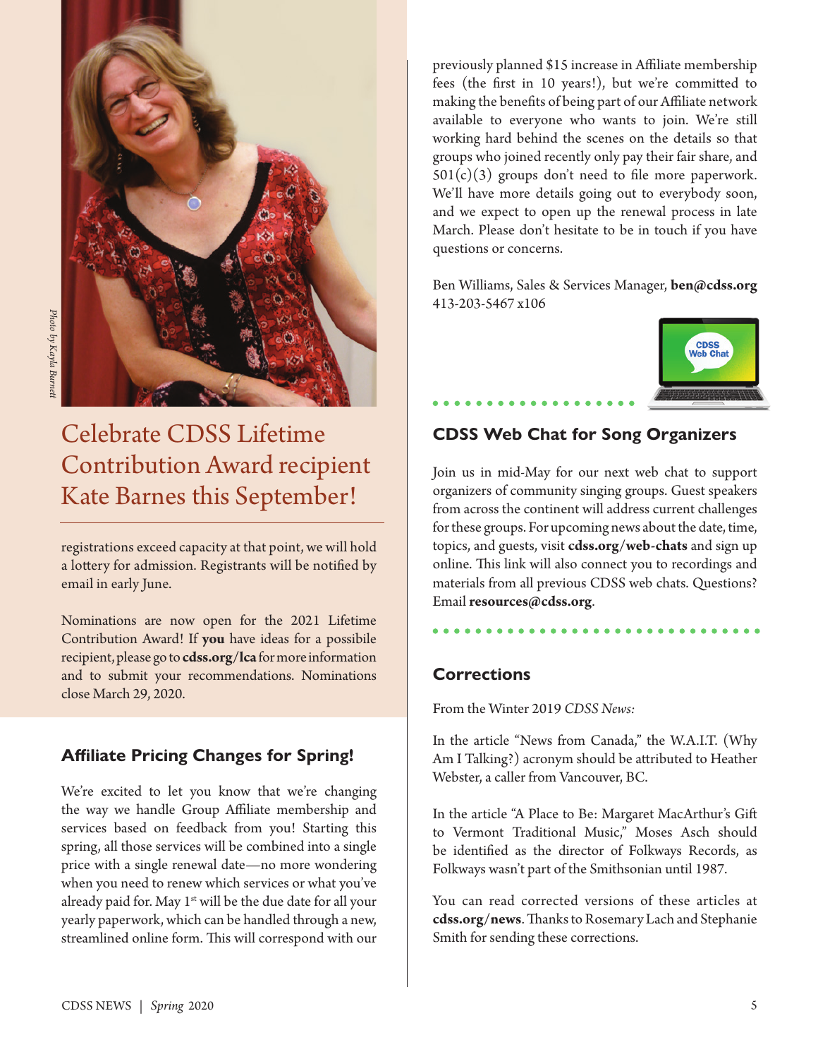Photo by Kayla Burnett

# Celebrate CDSS Lifetime Contribution Award recipient Kate Barnes this September!

registrations exceed capacity at that point, we will hold a lottery for admission. Registrants will be notified by email in early June.

Nominations are now open for the 2021 Lifetime Contribution Award! If **you** have ideas for a possibile recipient, please go to **cdss.org/lca** for more information and to submit your recommendations. Nominations close March 29, 2020.

## Affiliate Pricing Changes for Spring!

We're excited to let you know that we're changing the way we handle Group Affiliate membership and services based on feedback from you! Starting this spring, all those services will be combined into a single price with a single renewal date—no more wondering when you need to renew which services or what you've already paid for. May 1st will be the due date for all your yearly paperwork, which can be handled through a new, streamlined online form. This will correspond with our previously planned $15 increase in Affiliate membership fees (the first in 10 years!), but we're committed to making the benefits of being part of our Affiliate network available to everyone who wants to join. We're still working hard behind the scenes on the details so that groups who joined recently only pay their fair share, and 501(c)(3) groups don't need to file more paperwork. We'll have more details going out to everybody soon, and we expect to open up the renewal process in late March. Please don't hesitate to be in touch if you have questions or concerns.

Ben Williams, Sales & Services Manager, **ben@cdss.org**
413-203-5467 x106

## CDSS Web Chat for Song Organizers

Join us in mid-May for our next web chat to support organizers of community singing groups. Guest speakers from across the continent will address current challenges for these groups. For upcoming news about the date, time, topics, and guests, visit **cdss.org/web-chats** and sign up online. This link will also connect you to recordings and materials from all previous CDSS web chats. Questions? Email **resources@cdss.org**.

## Corrections

From the Winter 2019 *CDSS News:*

In the article "News from Canada," the W.A.I.T. (Why Am I Talking?) acronym should be attributed to Heather Webster, a caller from Vancouver, BC.

In the article "A Place to Be: Margaret MacArthur's Gift to Vermont Traditional Music," Moses Asch should be identified as the director of Folkways Records, as Folkways wasn't part of the Smithsonian until 1987.

You can read corrected versions of these articles at **cdss.org/news**. Thanks to Rosemary Lach and Stephanie Smith for sending these corrections.